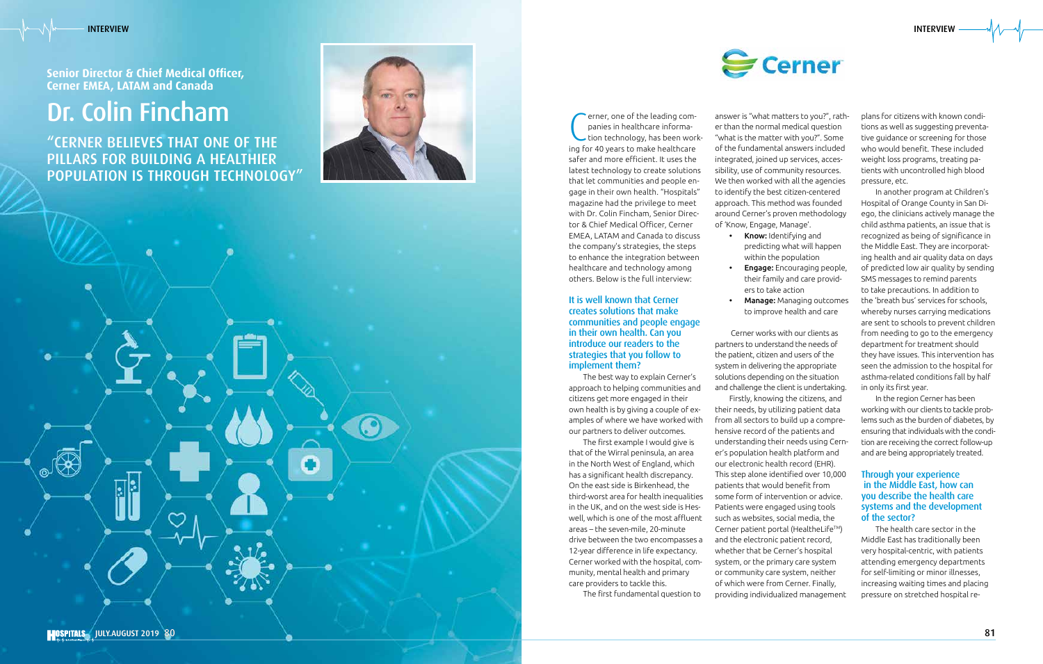Senior Director & Chief Medical Officer, Cerner EMEA, LATAM and Canada

# Dr. Colin Fincham

## "CERNER BELIEVES THAT ONE OF THE PILLARS FOR BUILDING A HEALTHIER POPULATION IS THROUGH TECHNOLOGY"

Cerner, one of the leading companies in healthcare information technology, has been working for 40 years to make healthcare safer and more efficient. It uses the latest technology to create solutions that let communities and people engage in their own health. "Hospitals" magazine had the privilege to meet with Dr. Colin Fincham, Senior Director & Chief Medical Officer, Cerner EMEA, LATAM and Canada to discuss the company's strategies, the steps to enhance the integration between healthcare and technology among others. Below is the full interview:

### It is well known that Cerner creates solutions that make communities and people engage in their own health. Can you introduce our readers to the strategies that you follow to implement them?

The best way to explain Cerner's approach to helping communities and citizens get more engaged in their own health is by giving a couple of examples of where we have worked with our partners to deliver outcomes.

The first example I would give is that of the Wirral peninsula, an area in the North West of England, which has a significant health discrepancy. On the east side is Birkenhead, the third-worst area for health inequalities in the UK, and on the west side is Heswell, which is one of the most affluent areas – the seven-mile, 20-minute drive between the two encompasses a 12-year difference in life expectancy. Cerner worked with the hospital, community, mental health and primary care providers to tackle this.

The first fundamental question to answer is "what matters to you?", rather than the normal medical question "what is the matter with you?". Some of the fundamental answers included integrated, joined up services, accessibility, use of community resources. We then worked with all the agencies to identify the best citizen-centered approach. This method was founded around Cerner's proven methodology of 'Know, Engage, Manage'.

- **Know:** Identifying and predicting what will happen within the population
- **Engage:** Encouraging people, their family and care providers to take action
- **Manage:** Managing outcomes to improve health and care

Cerner works with our clients as partners to understand the needs of the patient, citizen and users of the system in delivering the appropriate solutions depending on the situation and challenge the client is undertaking.

Firstly, knowing the citizens, and their needs, by utilizing patient data from all sectors to build up a comprehensive record of the patients and understanding their needs using Cerner's population health platform and our electronic health record (EHR). This step alone identified over 10,000 patients that would benefit from some form of intervention or advice. Patients were engaged using tools such as websites, social media, the Cerner patient portal (HealtheLife™) and the electronic patient record, whether that be Cerner's hospital system, or the primary care system or community care system, neither of which were from Cerner. Finally, providing individualized management plans for citizens with known conditions as well as suggesting preventative guidance or screening for those who would benefit. These included weight loss programs, treating patients with uncontrolled high blood pressure, etc.

In another program at Children's Hospital of Orange County in San Diego, the clinicians actively manage the child asthma patients, an issue that is recognized as being of significance in the Middle East. They are incorporating health and air quality data on days of predicted low air quality by sending SMS messages to remind parents to take precautions. In addition to the 'breath bus' services for schools, whereby nurses carrying medications are sent to schools to prevent children from needing to go to the emergency department for treatment should they have issues. This intervention has seen the admission to the hospital for asthma-related conditions fall by half in only its first year.

In the region Cerner has been working with our clients to tackle problems such as the burden of diabetes, by ensuring that individuals with the condition are receiving the correct follow-up and are being appropriately treated.

### Through your experience in the Middle East, how can you describe the health care systems and the development of the sector?

The health care sector in the Middle East has traditionally been very hospital-centric, with patients attending emergency departments for self-limiting or minor illnesses, increasing waiting times and placing pressure on stretched hospital re-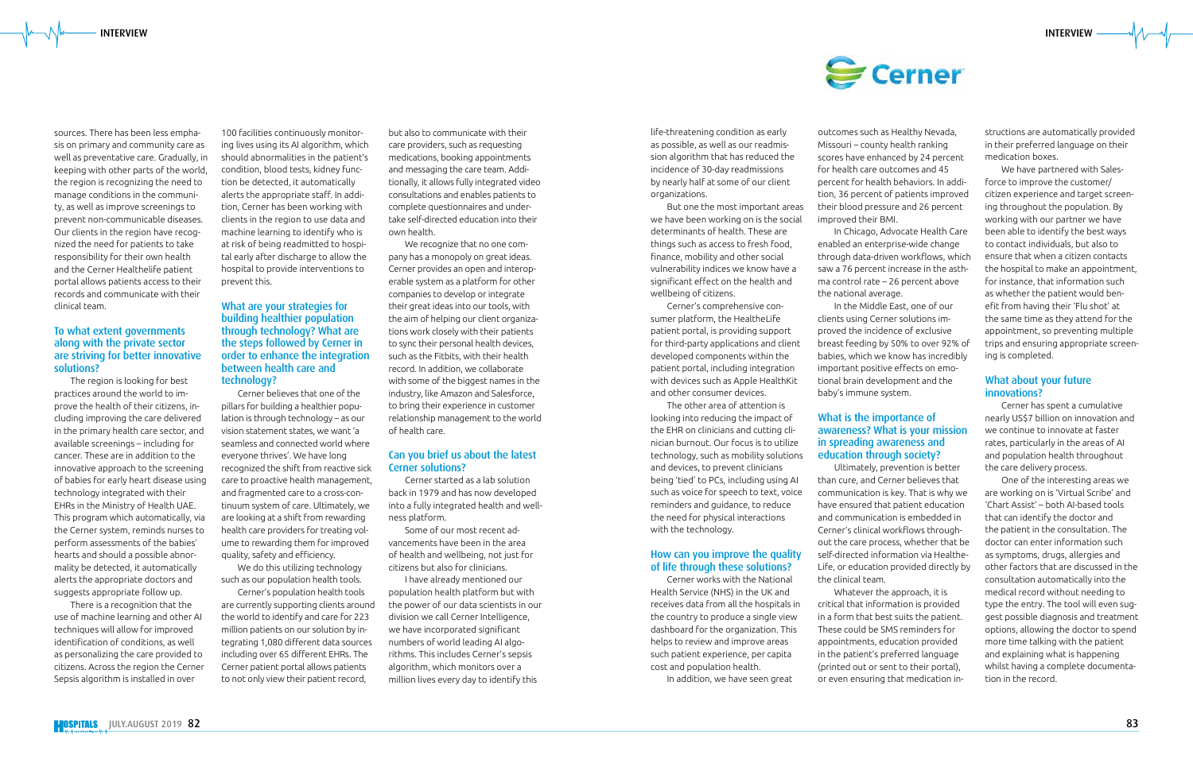sources. There has been less emphasis on primary and community care as well as preventative care. Gradually, in keeping with other parts of the world, the region is recognizing the need to manage conditions in the community, as well as improve screenings to prevent non-communicable diseases. Our clients in the region have recognized the need for patients to take responsibility for their own health and the Cerner Healthelife patient portal allows patients access to their records and communicate with their clinical team.

## To what extent governments along with the private sector are striving for better innovative solutions?

The region is looking for best practices around the world to improve the health of their citizens, including improving the care delivered in the primary health care sector, and available screenings – including for cancer. These are in addition to the innovative approach to the screening of babies for early heart disease using technology integrated with their EHRs in the Ministry of Health UAE. This program which automatically, via the Cerner system, reminds nurses to perform assessments of the babies' hearts and should a possible abnormality be detected, it automatically alerts the appropriate doctors and suggests appropriate follow up.

There is a recognition that the use of machine learning and other AI techniques will allow for improved identification of conditions, as well as personalizing the care provided to citizens. Across the region the Cerner Sepsis algorithm is installed in over 100 facilities continuously monitoring lives using its AI algorithm, which should abnormalities in the patient's condition, blood tests, kidney function be detected, it automatically alerts the appropriate staff. In addition, Cerner has been working with clients in the region to use data and machine learning to identify who is at risk of being readmitted to hospital early after discharge to allow the hospital to provide interventions to prevent this.

## What are your strategies for building healthier population through technology? What are the steps followed by Cerner in order to enhance the integration between health care and technology?

Cerner believes that one of the pillars for building a healthier population is through technology – as our vision statement states, we want 'a seamless and connected world where everyone thrives'. We have long recognized the shift from reactive sick care to proactive health management, and fragmented care to a cross-continuum system of care. Ultimately, we are looking at a shift from rewarding health care providers for treating volume to rewarding them for improved quality, safety and efficiency.

We do this utilizing technology such as our population health tools.

Cerner's population health tools are currently supporting clients around the world to identify and care for 223 million patients on our solution by integrating 1,080 different data sources including over 65 different EHRs. The Cerner patient portal allows patients to not only view their patient record, but also to communicate with their care providers, such as requesting medications, booking appointments and messaging the care team. Additionally, it allows fully integrated video consultations and enables patients to complete questionnaires and undertake self-directed education into their own health.

We recognize that no one company has a monopoly on great ideas. Cerner provides an open and interoperable system as a platform for other companies to develop or integrate their great ideas into our tools, with the aim of helping our client organizations work closely with their patients to sync their personal health devices, such as the Fitbits, with their health record. In addition, we collaborate with some of the biggest names in the industry, like Amazon and Salesforce, to bring their experience in customer relationship management to the world of health care.

## Can you brief us about the latest Cerner solutions?

Cerner started as a lab solution back in 1979 and has now developed into a fully integrated health and wellness platform.

Some of our most recent advancements have been in the area of health and wellbeing, not just for citizens but also for clinicians.

I have already mentioned our population health platform but with the power of our data scientists in our division we call Cerner Intelligence, we have incorporated significant numbers of world leading AI algorithms. This includes Cerner's sepsis algorithm, which monitors over a million lives every day to identify this life-threatening condition as early as possible, as well as our readmission algorithm that has reduced the incidence of 30-day readmissions by nearly half at some of our client organizations.

But one the most important areas we have been working on is the social determinants of health. These are things such as access to fresh food, finance, mobility and other social vulnerability indices we know have a significant effect on the health and wellbeing of citizens.

Cerner's comprehensive consumer platform, the HealtheLife patient portal, is providing support for third-party applications and client developed components within the patient portal, including integration with devices such as Apple HealthKit and other consumer devices.

The other area of attention is looking into reducing the impact of the EHR on clinicians and cutting clinician burnout. Our focus is to utilize technology, such as mobility solutions and devices, to prevent clinicians being 'tied' to PCs, including using AI such as voice for speech to text, voice reminders and guidance, to reduce the need for physical interactions with the technology.

## How can you improve the quality of life through these solutions?

Cerner works with the National Health Service (NHS) in the UK and receives data from all the hospitals in the country to produce a single view dashboard for the organization. This helps to review and improve areas such as patient experience, per capita cost and population health.

In addition, we have seen great outcomes such as Healthy Nevada, Missouri – county health ranking scores have enhanced by 24 percent for health care outcomes and 45 percent for health behaviors. In addition, 36 percent of patients improved their blood pressure and 26 percent improved their BMI.

In Chicago, Advocate Health Care enabled an enterprise-wide change through data-driven workflows, which saw a 76 percent increase in the asthma control rate – 26 percent above the national average.

In the Middle East, one of our clients using Cerner solutions improved the incidence of exclusive breast feeding by 50% to over 92% of babies, which we know has incredibly important positive effects on emotional brain development and the baby's immune system.

## What is the importance of awareness? What is your mission in spreading awareness and education through society?

Ultimately, prevention is better than cure, and Cerner believes that communication is key. That is why we have ensured that patient education and communication is embedded in Cerner's clinical workflows throughout the care process, whether that be self-directed information via HealtheLife, or education provided directly by the clinical team.

Whatever the approach, it is critical that information is provided in a form that best suits the patient. These could be SMS reminders for appointments, education provided in the patient's preferred language (printed out or sent to their portal), or even ensuring that medication instructions are automatically provided in their preferred language on their medication boxes.

We have partnered with Salesforce to improve the customer/citizen experience and target screening throughout the population. By working with our partner we have been able to identify the best ways to contact individuals, but also to ensure that when a citizen contacts the hospital to make an appointment, for instance, that information such as whether the patient would benefit from having their 'Flu shot' at the same time as they attend for the appointment, so preventing multiple trips and ensuring appropriate screening is completed.

## What about your future innovations?

Cerner has spent a cumulative nearly US$7 billion on innovation and we continue to innovate at faster rates, particularly in the areas of AI and population health throughout the care delivery process.

One of the interesting areas we are working on is 'Virtual Scribe' and 'Chart Assist' – both AI-based tools that can identify the doctor and the patient in the consultation. The doctor can enter information such as symptoms, drugs, allergies and other factors that are discussed in the consultation automatically into the medical record without needing to type the entry. The tool will even suggest possible diagnosis and treatment options, allowing the doctor to spend more time talking with the patient and explaining what is happening whilst having a complete documentation in the record.